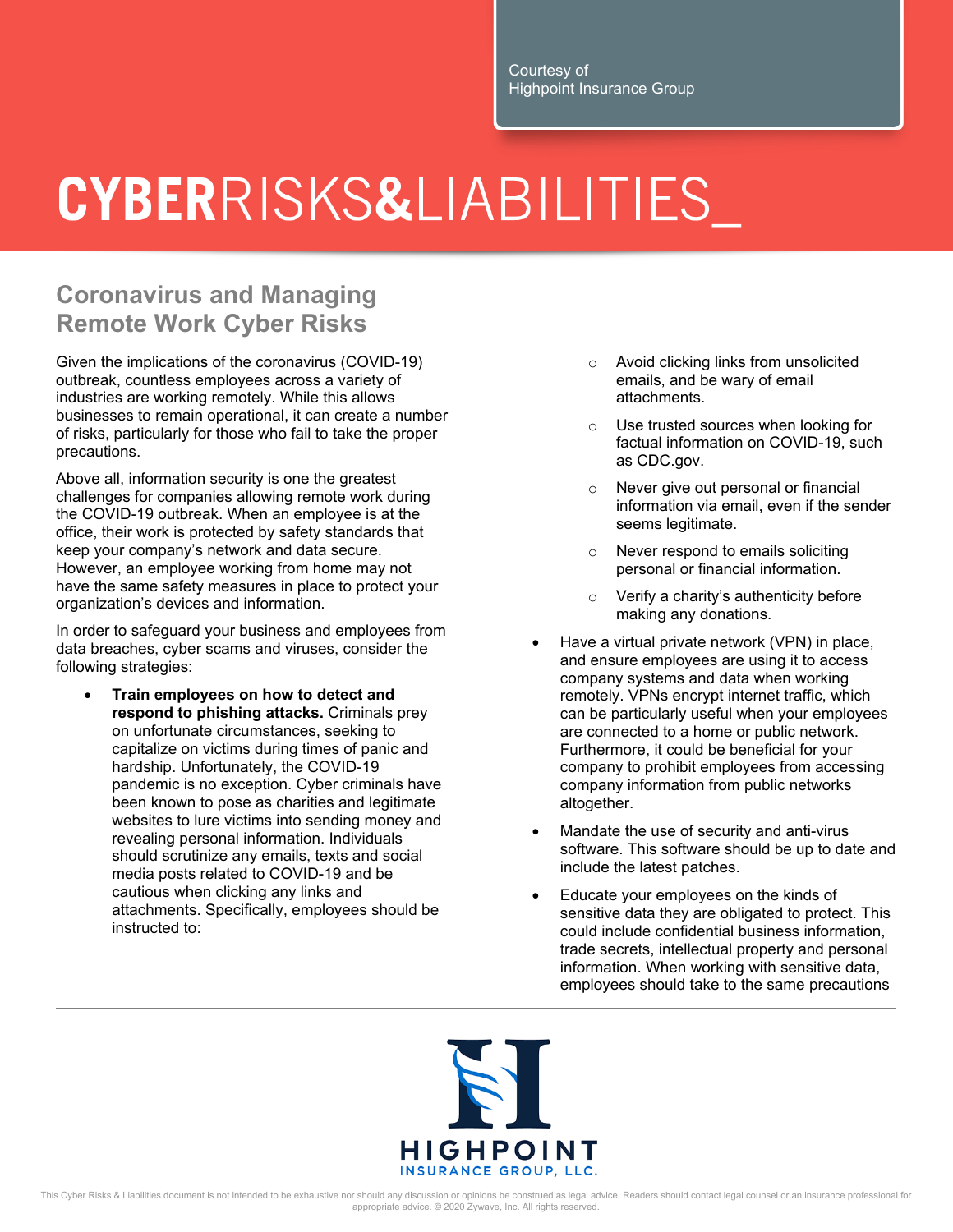Courtesy of
Highpoint Insurance Group

# CYBERRISKS&LIABILITIES_

## Coronavirus and Managing Remote Work Cyber Risks

Given the implications of the coronavirus (COVID-19) outbreak, countless employees across a variety of industries are working remotely. While this allows businesses to remain operational, it can create a number of risks, particularly for those who fail to take the proper precautions.

Above all, information security is one the greatest challenges for companies allowing remote work during the COVID-19 outbreak. When an employee is at the office, their work is protected by safety standards that keep your company's network and data secure. However, an employee working from home may not have the same safety measures in place to protect your organization's devices and information.

In order to safeguard your business and employees from data breaches, cyber scams and viruses, consider the following strategies:

- **Train employees on how to detect and respond to phishing attacks.** Criminals prey on unfortunate circumstances, seeking to capitalize on victims during times of panic and hardship. Unfortunately, the COVID-19 pandemic is no exception. Cyber criminals have been known to pose as charities and legitimate websites to lure victims into sending money and revealing personal information. Individuals should scrutinize any emails, texts and social media posts related to COVID-19 and be cautious when clicking any links and attachments. Specifically, employees should be instructed to:
    - Avoid clicking links from unsolicited emails, and be wary of email attachments.
    - Use trusted sources when looking for factual information on COVID-19, such as CDC.gov.
    - Never give out personal or financial information via email, even if the sender seems legitimate.
    - Never respond to emails soliciting personal or financial information.
    - Verify a charity's authenticity before making any donations.
- Have a virtual private network (VPN) in place, and ensure employees are using it to access company systems and data when working remotely. VPNs encrypt internet traffic, which can be particularly useful when your employees are connected to a home or public network. Furthermore, it could be beneficial for your company to prohibit employees from accessing company information from public networks altogether.
- Mandate the use of security and anti-virus software. This software should be up to date and include the latest patches.
- Educate your employees on the kinds of sensitive data they are obligated to protect. This could include confidential business information, trade secrets, intellectual property and personal information. When working with sensitive data, employees should take to the same precautions

HIGHPOINT
INSURANCE GROUP, LLC.

This Cyber Risks & Liabilities document is not intended to be exhaustive nor should any discussion or opinions be construed as legal advice. Readers should contact legal counsel or an insurance professional for appropriate advice. © 2020 Zywave, Inc. All rights reserved.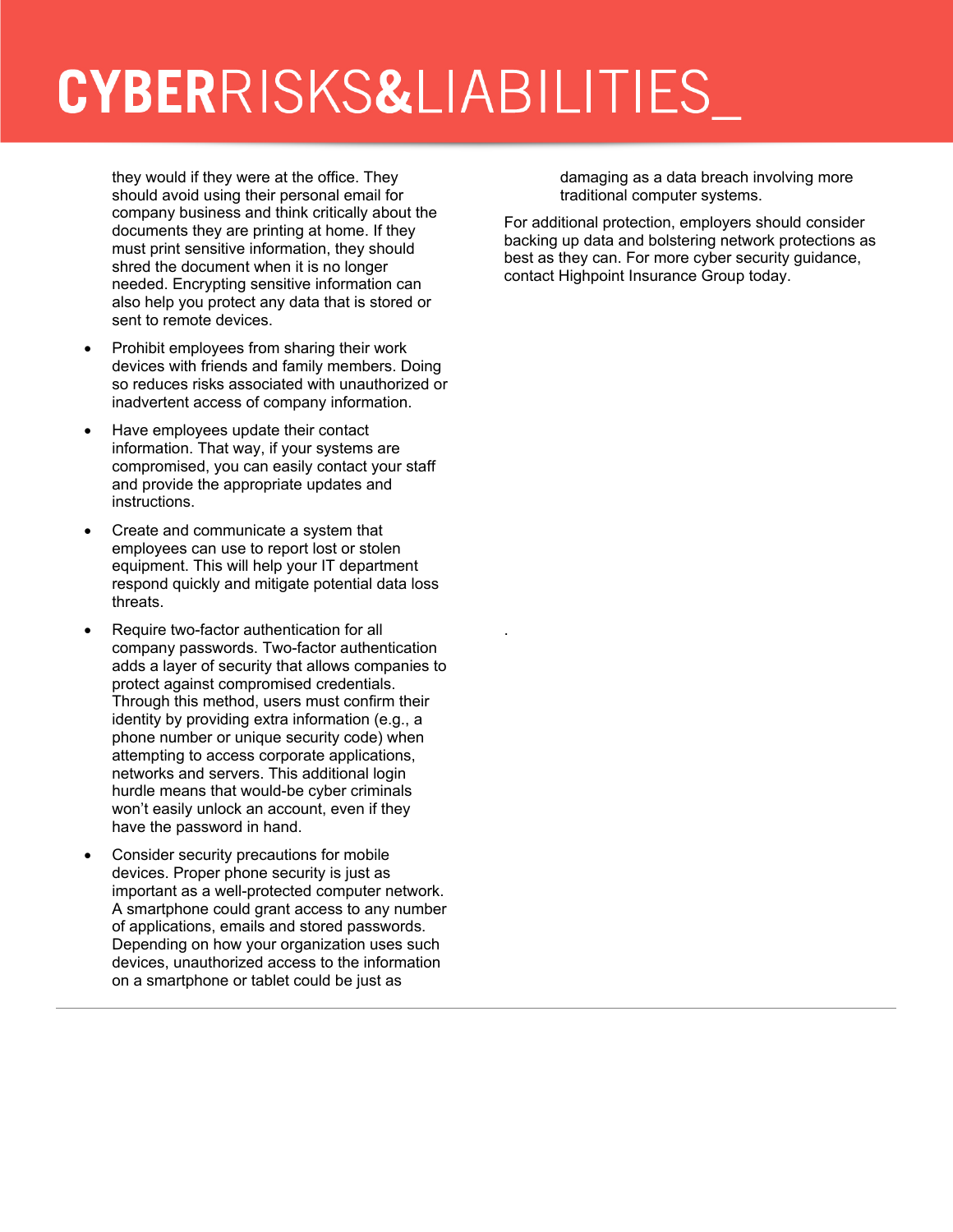they would if they were at the office. They should avoid using their personal email for company business and think critically about the documents they are printing at home. If they must print sensitive information, they should shred the document when it is no longer needed. Encrypting sensitive information can also help you protect any data that is stored or sent to remote devices.

- Prohibit employees from sharing their work devices with friends and family members. Doing so reduces risks associated with unauthorized or inadvertent access of company information.
- Have employees update their contact information. That way, if your systems are compromised, you can easily contact your staff and provide the appropriate updates and instructions.
- Create and communicate a system that employees can use to report lost or stolen equipment. This will help your IT department respond quickly and mitigate potential data loss threats.
- Require two-factor authentication for all company passwords. Two-factor authentication adds a layer of security that allows companies to protect against compromised credentials. Through this method, users must confirm their identity by providing extra information (e.g., a phone number or unique security code) when attempting to access corporate applications, networks and servers. This additional login hurdle means that would-be cyber criminals won't easily unlock an account, even if they have the password in hand.
- Consider security precautions for mobile devices. Proper phone security is just as important as a well-protected computer network. A smartphone could grant access to any number of applications, emails and stored passwords. Depending on how your organization uses such devices, unauthorized access to the information on a smartphone or tablet could be just as damaging as a data breach involving more traditional computer systems.

For additional protection, employers should consider backing up data and bolstering network protections as best as they can. For more cyber security guidance, contact Highpoint Insurance Group today.